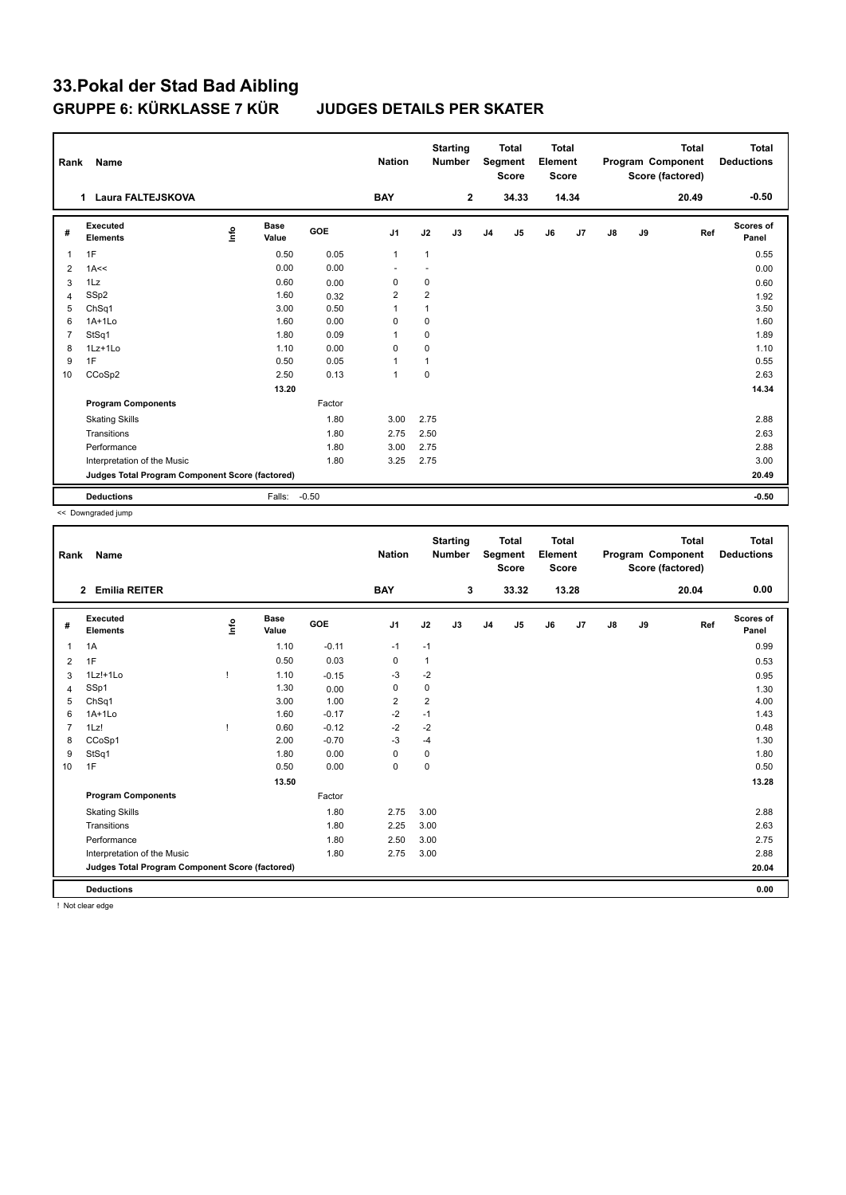# 33.Pokal der Stad Bad Aibling

## GRUPPE 6: KÜRKLASSE 7 KÜR JUDGES DETAILS PER SKATER

| Rank | Name | Nation | Starting Number | Total Segment Score | Total Element Score | Total Program Component Score (factored) | Total Deductions |
|---|---|---|---|---|---|---|---|
| 1 | Laura FALTEJSKOVA | BAY | 2 | 34.33 | 14.34 | 20.49 | -0.50 |

| # | Executed Elements | Info | Base Value | GOE | J1 | J2 | J3 | J4 | J5 | J6 | J7 | J8 | J9 | Ref | Scores of Panel |
|---|---|---|---|---|---|---|---|---|---|---|---|---|---|---|---|
| 1 | 1F | | 0.50 | 0.05 | 1 | 1 | | | | | | | | | 0.55 |
| 2 | 1A<< | | 0.00 | 0.00 | - | - | | | | | | | | | 0.00 |
| 3 | 1Lz | | 0.60 | 0.00 | 0 | 0 | | | | | | | | | 0.60 |
| 4 | SSp2 | | 1.60 | 0.32 | 2 | 2 | | | | | | | | | 1.92 |
| 5 | ChSq1 | | 3.00 | 0.50 | 1 | 1 | | | | | | | | | 3.50 |
| 6 | 1A+1Lo | | 1.60 | 0.00 | 0 | 0 | | | | | | | | | 1.60 |
| 7 | StSq1 | | 1.80 | 0.09 | 1 | 0 | | | | | | | | | 1.89 |
| 8 | 1Lz+1Lo | | 1.10 | 0.00 | 0 | 0 | | | | | | | | | 1.10 |
| 9 | 1F | | 0.50 | 0.05 | 1 | 1 | | | | | | | | | 0.55 |
| 10 | CCoSp2 | | 2.50 | 0.13 | 1 | 0 | | | | | | | | | 2.63 |
| | | | 13.20 | | | | | | | | | | | | 14.34 |
| | Program Components | | | Factor | | | | | | | | | | | |
| | Skating Skills | | | 1.80 | 3.00 | 2.75 | | | | | | | | | 2.88 |
| | Transitions | | | 1.80 | 2.75 | 2.50 | | | | | | | | | 2.63 |
| | Performance | | | 1.80 | 3.00 | 2.75 | | | | | | | | | 2.88 |
| | Interpretation of the Music | | | 1.80 | 3.25 | 2.75 | | | | | | | | | 3.00 |
| | Judges Total Program Component Score (factored) | | | | | | | | | | | | | | 20.49 |
| | Deductions | | Falls: | -0.50 | | | | | | | | | | | -0.50 |

<< Downgraded jump

| Rank | Name | Nation | Starting Number | Total Segment Score | Total Element Score | Total Program Component Score (factored) | Total Deductions |
|---|---|---|---|---|---|---|---|
| 2 | Emilia REITER | BAY | 3 | 33.32 | 13.28 | 20.04 | 0.00 |

| # | Executed Elements | Info | Base Value | GOE | J1 | J2 | J3 | J4 | J5 | J6 | J7 | J8 | J9 | Ref | Scores of Panel |
|---|---|---|---|---|---|---|---|---|---|---|---|---|---|---|---|
| 1 | 1A | | 1.10 | -0.11 | -1 | -1 | | | | | | | | | 0.99 |
| 2 | 1F | | 0.50 | 0.03 | 0 | 1 | | | | | | | | | 0.53 |
| 3 | 1Lz!+1Lo | ! | 1.10 | -0.15 | -3 | -2 | | | | | | | | | 0.95 |
| 4 | SSp1 | | 1.30 | 0.00 | 0 | 0 | | | | | | | | | 1.30 |
| 5 | ChSq1 | | 3.00 | 1.00 | 2 | 2 | | | | | | | | | 4.00 |
| 6 | 1A+1Lo | | 1.60 | -0.17 | -2 | -1 | | | | | | | | | 1.43 |
| 7 | 1Lz! | ! | 0.60 | -0.12 | -2 | -2 | | | | | | | | | 0.48 |
| 8 | CCoSp1 | | 2.00 | -0.70 | -3 | -4 | | | | | | | | | 1.30 |
| 9 | StSq1 | | 1.80 | 0.00 | 0 | 0 | | | | | | | | | 1.80 |
| 10 | 1F | | 0.50 | 0.00 | 0 | 0 | | | | | | | | | 0.50 |
| | | | 13.50 | | | | | | | | | | | | 13.28 |
| | Program Components | | | Factor | | | | | | | | | | | |
| | Skating Skills | | | 1.80 | 2.75 | 3.00 | | | | | | | | | 2.88 |
| | Transitions | | | 1.80 | 2.25 | 3.00 | | | | | | | | | 2.63 |
| | Performance | | | 1.80 | 2.50 | 3.00 | | | | | | | | | 2.75 |
| | Interpretation of the Music | | | 1.80 | 2.75 | 3.00 | | | | | | | | | 2.88 |
| | Judges Total Program Component Score (factored) | | | | | | | | | | | | | | 20.04 |
| | Deductions | | | | | | | | | | | | | | 0.00 |

! Not clear edge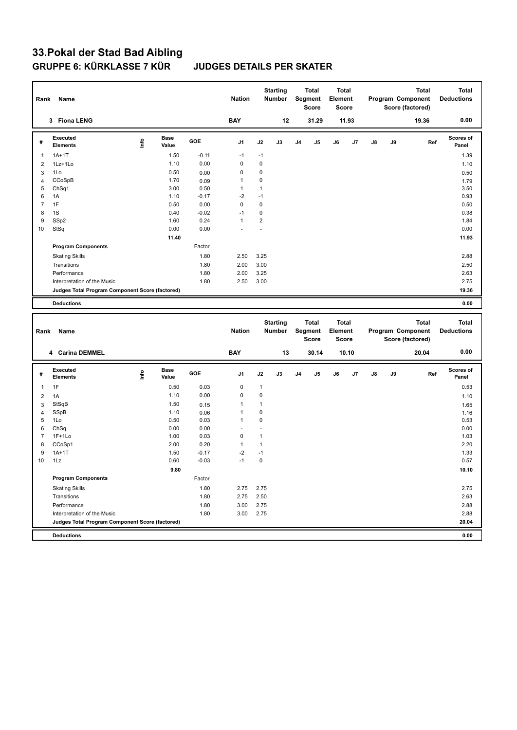# 33.Pokal der Stad Bad Aibling

## GRUPPE 6: KÜRKLASSE 7 KÜR JUDGES DETAILS PER SKATER

| Rank | Name | Nation | Starting Number | Total Segment Score | Total Element Score | Total Program Component Score (factored) | Total Deductions |
|---|---|---|---|---|---|---|---|
| 3 | Fiona LENG | BAY | 12 | 31.29 | 11.93 | 19.36 | 0.00 |

| # | Executed Elements | Info | Base Value | GOE | J1 | J2 | J3 | J4 | J5 | J6 | J7 | J8 | J9 | Ref | Scores of Panel |
|---|---|---|---|---|---|---|---|---|---|---|---|---|---|---|---|
| 1 | 1A+1T | | 1.50 | -0.11 | -1 | -1 | | | | | | | | | 1.39 |
| 2 | 1Lz+1Lo | | 1.10 | 0.00 | 0 | 0 | | | | | | | | | 1.10 |
| 3 | 1Lo | | 0.50 | 0.00 | 0 | 0 | | | | | | | | | 0.50 |
| 4 | CCoSpB | | 1.70 | 0.09 | 1 | 0 | | | | | | | | | 1.79 |
| 5 | ChSq1 | | 3.00 | 0.50 | 1 | 1 | | | | | | | | | 3.50 |
| 6 | 1A | | 1.10 | -0.17 | -2 | -1 | | | | | | | | | 0.93 |
| 7 | 1F | | 0.50 | 0.00 | 0 | 0 | | | | | | | | | 0.50 |
| 8 | 1S | | 0.40 | -0.02 | -1 | 0 | | | | | | | | | 0.38 |
| 9 | SSp2 | | 1.60 | 0.24 | 1 | 2 | | | | | | | | | 1.84 |
| 10 | StSq | | 0.00 | 0.00 | - | - | | | | | | | | | 0.00 |
| | | | 11.40 | | | | | | | | | | | | 11.93 |
| | **Program Components** | | | Factor | | | | | | | | | | | |
| | Skating Skills | | | 1.80 | 2.50 | 3.25 | | | | | | | | | 2.88 |
| | Transitions | | | 1.80 | 2.00 | 3.00 | | | | | | | | | 2.50 |
| | Performance | | | 1.80 | 2.00 | 3.25 | | | | | | | | | 2.63 |
| | Interpretation of the Music | | | 1.80 | 2.50 | 3.00 | | | | | | | | | 2.75 |
| | **Judges Total Program Component Score (factored)** | | | | | | | | | | | | | | 19.36 |
| | **Deductions** | | | | | | | | | | | | | | 0.00 |

| Rank | Name | Nation | Starting Number | Total Segment Score | Total Element Score | Total Program Component Score (factored) | Total Deductions |
|---|---|---|---|---|---|---|---|
| 4 | Carina DEMMEL | BAY | 13 | 30.14 | 10.10 | 20.04 | 0.00 |

| # | Executed Elements | Info | Base Value | GOE | J1 | J2 | J3 | J4 | J5 | J6 | J7 | J8 | J9 | Ref | Scores of Panel |
|---|---|---|---|---|---|---|---|---|---|---|---|---|---|---|---|
| 1 | 1F | | 0.50 | 0.03 | 0 | 1 | | | | | | | | | 0.53 |
| 2 | 1A | | 1.10 | 0.00 | 0 | 0 | | | | | | | | | 1.10 |
| 3 | StSqB | | 1.50 | 0.15 | 1 | 1 | | | | | | | | | 1.65 |
| 4 | SSpB | | 1.10 | 0.06 | 1 | 0 | | | | | | | | | 1.16 |
| 5 | 1Lo | | 0.50 | 0.03 | 1 | 0 | | | | | | | | | 0.53 |
| 6 | ChSq | | 0.00 | 0.00 | - | - | | | | | | | | | 0.00 |
| 7 | 1F+1Lo | | 1.00 | 0.03 | 0 | 1 | | | | | | | | | 1.03 |
| 8 | CCoSp1 | | 2.00 | 0.20 | 1 | 1 | | | | | | | | | 2.20 |
| 9 | 1A+1T | | 1.50 | -0.17 | -2 | -1 | | | | | | | | | 1.33 |
| 10 | 1Lz | | 0.60 | -0.03 | -1 | 0 | | | | | | | | | 0.57 |
| | | | 9.80 | | | | | | | | | | | | 10.10 |
| | **Program Components** | | | Factor | | | | | | | | | | | |
| | Skating Skills | | | 1.80 | 2.75 | 2.75 | | | | | | | | | 2.75 |
| | Transitions | | | 1.80 | 2.75 | 2.50 | | | | | | | | | 2.63 |
| | Performance | | | 1.80 | 3.00 | 2.75 | | | | | | | | | 2.88 |
| | Interpretation of the Music | | | 1.80 | 3.00 | 2.75 | | | | | | | | | 2.88 |
| | **Judges Total Program Component Score (factored)** | | | | | | | | | | | | | | 20.04 |
| | **Deductions** | | | | | | | | | | | | | | 0.00 |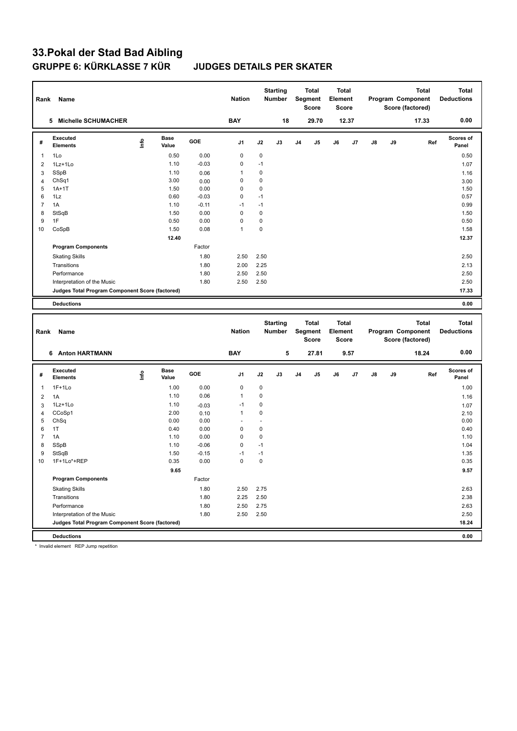# 33.Pokal der Stad Bad Aibling

## GRUPPE 6: KÜRKLASSE 7 KÜR JUDGES DETAILS PER SKATER

| Rank | Name | Nation | Starting Number | Total Segment Score | Total Element Score | Total Program Component Score (factored) | Total Deductions |
|---|---|---|---|---|---|---|---|
| 5 | Michelle SCHUMACHER | BAY | 18 | 29.70 | 12.37 | 17.33 | 0.00 |

| # | Executed Elements | Info | Base Value | GOE | J1 | J2 | J3 | J4 | J5 | J6 | J7 | J8 | J9 | Ref | Scores of Panel |
|---|---|---|---|---|---|---|---|---|---|---|---|---|---|---|---|
| 1 | 1Lo | | 0.50 | 0.00 | 0 | 0 | | | | | | | | | 0.50 |
| 2 | 1Lz+1Lo | | 1.10 | -0.03 | 0 | -1 | | | | | | | | | 1.07 |
| 3 | SSpB | | 1.10 | 0.06 | 1 | 0 | | | | | | | | | 1.16 |
| 4 | ChSq1 | | 3.00 | 0.00 | 0 | 0 | | | | | | | | | 3.00 |
| 5 | 1A+1T | | 1.50 | 0.00 | 0 | 0 | | | | | | | | | 1.50 |
| 6 | 1Lz | | 0.60 | -0.03 | 0 | -1 | | | | | | | | | 0.57 |
| 7 | 1A | | 1.10 | -0.11 | -1 | -1 | | | | | | | | | 0.99 |
| 8 | StSqB | | 1.50 | 0.00 | 0 | 0 | | | | | | | | | 1.50 |
| 9 | 1F | | 0.50 | 0.00 | 0 | 0 | | | | | | | | | 0.50 |
| 10 | CoSpB | | 1.50 | 0.08 | 1 | 0 | | | | | | | | | 1.58 |
| | | | 12.40 | | | | | | | | | | | | 12.37 |
| | **Program Components** | | | Factor | | | | | | | | | | | |
| | Skating Skills | | | 1.80 | 2.50 | 2.50 | | | | | | | | | 2.50 |
| | Transitions | | | 1.80 | 2.00 | 2.25 | | | | | | | | | 2.13 |
| | Performance | | | 1.80 | 2.50 | 2.50 | | | | | | | | | 2.50 |
| | Interpretation of the Music | | | 1.80 | 2.50 | 2.50 | | | | | | | | | 2.50 |
| | **Judges Total Program Component Score (factored)** | | | | | | | | | | | | | | 17.33 |
| | **Deductions** | | | | | | | | | | | | | | 0.00 |

| Rank | Name | Nation | Starting Number | Total Segment Score | Total Element Score | Total Program Component Score (factored) | Total Deductions |
|---|---|---|---|---|---|---|---|
| 6 | Anton HARTMANN | BAY | 5 | 27.81 | 9.57 | 18.24 | 0.00 |

| # | Executed Elements | Info | Base Value | GOE | J1 | J2 | J3 | J4 | J5 | J6 | J7 | J8 | J9 | Ref | Scores of Panel |
|---|---|---|---|---|---|---|---|---|---|---|---|---|---|---|---|
| 1 | 1F+1Lo | | 1.00 | 0.00 | 0 | 0 | | | | | | | | | 1.00 |
| 2 | 1A | | 1.10 | 0.06 | 1 | 0 | | | | | | | | | 1.16 |
| 3 | 1Lz+1Lo | | 1.10 | -0.03 | -1 | 0 | | | | | | | | | 1.07 |
| 4 | CCoSp1 | | 2.00 | 0.10 | 1 | 0 | | | | | | | | | 2.10 |
| 5 | ChSq | | 0.00 | 0.00 | - | - | | | | | | | | | 0.00 |
| 6 | 1T | | 0.40 | 0.00 | 0 | 0 | | | | | | | | | 0.40 |
| 7 | 1A | | 1.10 | 0.00 | 0 | 0 | | | | | | | | | 1.10 |
| 8 | SSpB | | 1.10 | -0.06 | 0 | -1 | | | | | | | | | 1.04 |
| 9 | StSqB | | 1.50 | -0.15 | -1 | -1 | | | | | | | | | 1.35 |
| 10 | 1F+1Lo*+REP | | 0.35 | 0.00 | 0 | 0 | | | | | | | | | 0.35 |
| | | | 9.65 | | | | | | | | | | | | 9.57 |
| | **Program Components** | | | Factor | | | | | | | | | | | |
| | Skating Skills | | | 1.80 | 2.50 | 2.75 | | | | | | | | | 2.63 |
| | Transitions | | | 1.80 | 2.25 | 2.50 | | | | | | | | | 2.38 |
| | Performance | | | 1.80 | 2.50 | 2.75 | | | | | | | | | 2.63 |
| | Interpretation of the Music | | | 1.80 | 2.50 | 2.50 | | | | | | | | | 2.50 |
| | **Judges Total Program Component Score (factored)** | | | | | | | | | | | | | | 18.24 |
| | **Deductions** | | | | | | | | | | | | | | 0.00 |

* Invalid element REP Jump repetition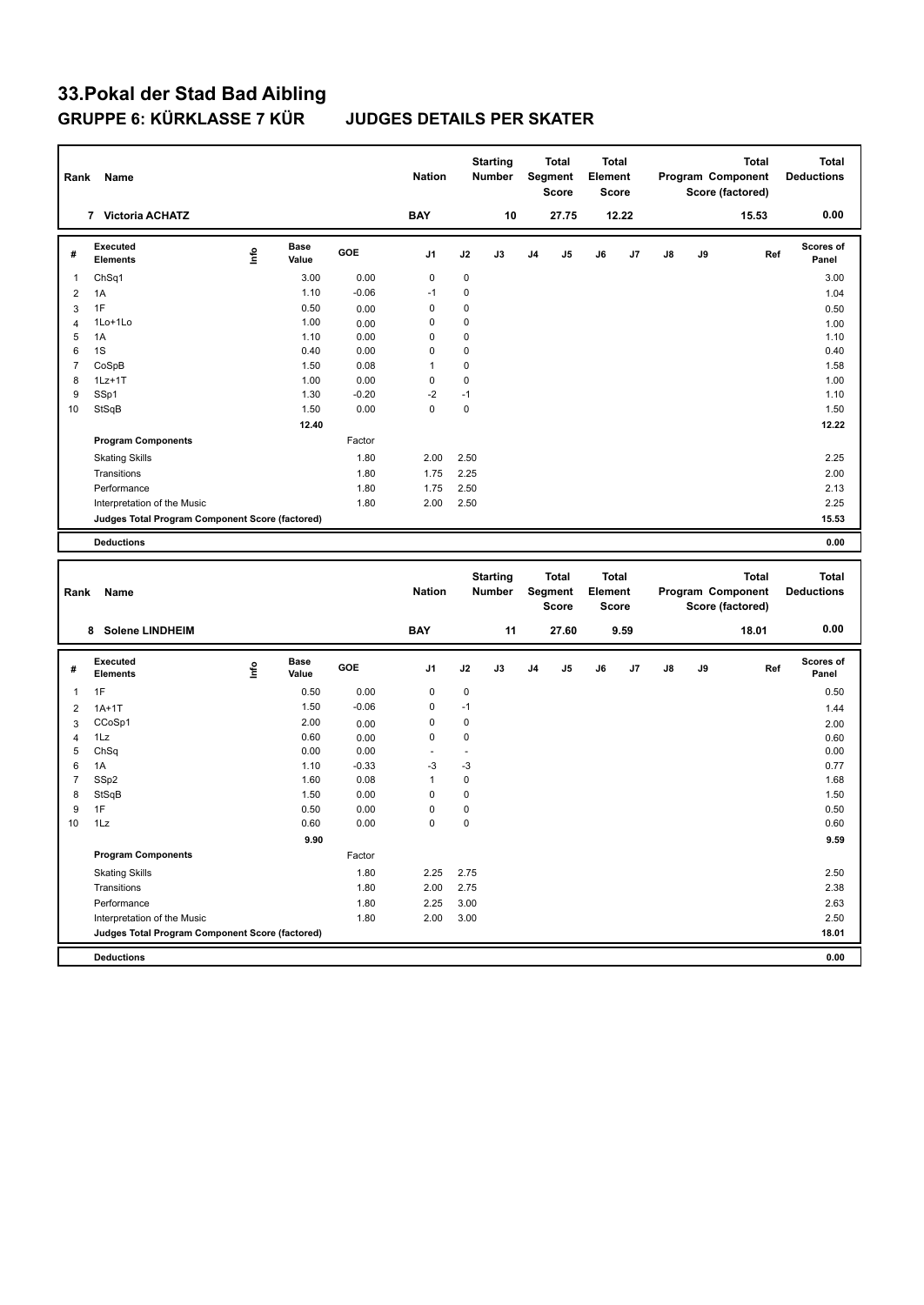# 33.Pokal der Stad Bad Aibling

## GRUPPE 6: KÜRKLASSE 7 KÜR JUDGES DETAILS PER SKATER

| Rank | Name | Nation | Starting Number | Total Segment Score | Total Element Score | Total Program Component Score (factored) | Total Deductions |
|---|---|---|---|---|---|---|---|
| 7 | Victoria ACHATZ | BAY | 10 | 27.75 | 12.22 | 15.53 | 0.00 |

| # | Executed Elements | Info | Base Value | GOE | J1 | J2 | J3 | J4 | J5 | J6 | J7 | J8 | J9 | Ref | Scores of Panel |
|---|---|---|---|---|---|---|---|---|---|---|---|---|---|---|---|
| 1 | ChSq1 | | 3.00 | 0.00 | 0 | 0 | | | | | | | | | 3.00 |
| 2 | 1A | | 1.10 | -0.06 | -1 | 0 | | | | | | | | | 1.04 |
| 3 | 1F | | 0.50 | 0.00 | 0 | 0 | | | | | | | | | 0.50 |
| 4 | 1Lo+1Lo | | 1.00 | 0.00 | 0 | 0 | | | | | | | | | 1.00 |
| 5 | 1A | | 1.10 | 0.00 | 0 | 0 | | | | | | | | | 1.10 |
| 6 | 1S | | 0.40 | 0.00 | 0 | 0 | | | | | | | | | 0.40 |
| 7 | CoSpB | | 1.50 | 0.08 | 1 | 0 | | | | | | | | | 1.58 |
| 8 | 1Lz+1T | | 1.00 | 0.00 | 0 | 0 | | | | | | | | | 1.00 |
| 9 | SSp1 | | 1.30 | -0.20 | -2 | -1 | | | | | | | | | 1.10 |
| 10 | StSqB | | 1.50 | 0.00 | 0 | 0 | | | | | | | | | 1.50 |
| | | | 12.40 | | | | | | | | | | | | 12.22 |
| | Program Components | | | Factor | | | | | | | | | | | |
| | Skating Skills | | | 1.80 | 2.00 | 2.50 | | | | | | | | | 2.25 |
| | Transitions | | | 1.80 | 1.75 | 2.25 | | | | | | | | | 2.00 |
| | Performance | | | 1.80 | 1.75 | 2.50 | | | | | | | | | 2.13 |
| | Interpretation of the Music | | | 1.80 | 2.00 | 2.50 | | | | | | | | | 2.25 |
| | Judges Total Program Component Score (factored) | | | | | | | | | | | | | | 15.53 |
| | Deductions | | | | | | | | | | | | | | 0.00 |

| Rank | Name | Nation | Starting Number | Total Segment Score | Total Element Score | Total Program Component Score (factored) | Total Deductions |
|---|---|---|---|---|---|---|---|
| 8 | Solene LINDHEIM | BAY | 11 | 27.60 | 9.59 | 18.01 | 0.00 |

| # | Executed Elements | Info | Base Value | GOE | J1 | J2 | J3 | J4 | J5 | J6 | J7 | J8 | J9 | Ref | Scores of Panel |
|---|---|---|---|---|---|---|---|---|---|---|---|---|---|---|---|
| 1 | 1F | | 0.50 | 0.00 | 0 | 0 | | | | | | | | | 0.50 |
| 2 | 1A+1T | | 1.50 | -0.06 | 0 | -1 | | | | | | | | | 1.44 |
| 3 | CCoSp1 | | 2.00 | 0.00 | 0 | 0 | | | | | | | | | 2.00 |
| 4 | 1Lz | | 0.60 | 0.00 | 0 | 0 | | | | | | | | | 0.60 |
| 5 | ChSq | | 0.00 | 0.00 | - | - | | | | | | | | | 0.00 |
| 6 | 1A | | 1.10 | -0.33 | -3 | -3 | | | | | | | | | 0.77 |
| 7 | SSp2 | | 1.60 | 0.08 | 1 | 0 | | | | | | | | | 1.68 |
| 8 | StSqB | | 1.50 | 0.00 | 0 | 0 | | | | | | | | | 1.50 |
| 9 | 1F | | 0.50 | 0.00 | 0 | 0 | | | | | | | | | 0.50 |
| 10 | 1Lz | | 0.60 | 0.00 | 0 | 0 | | | | | | | | | 0.60 |
| | | | 9.90 | | | | | | | | | | | | 9.59 |
| | Program Components | | | Factor | | | | | | | | | | | |
| | Skating Skills | | | 1.80 | 2.25 | 2.75 | | | | | | | | | 2.50 |
| | Transitions | | | 1.80 | 2.00 | 2.75 | | | | | | | | | 2.38 |
| | Performance | | | 1.80 | 2.25 | 3.00 | | | | | | | | | 2.63 |
| | Interpretation of the Music | | | 1.80 | 2.00 | 3.00 | | | | | | | | | 2.50 |
| | Judges Total Program Component Score (factored) | | | | | | | | | | | | | | 18.01 |
| | Deductions | | | | | | | | | | | | | | 0.00 |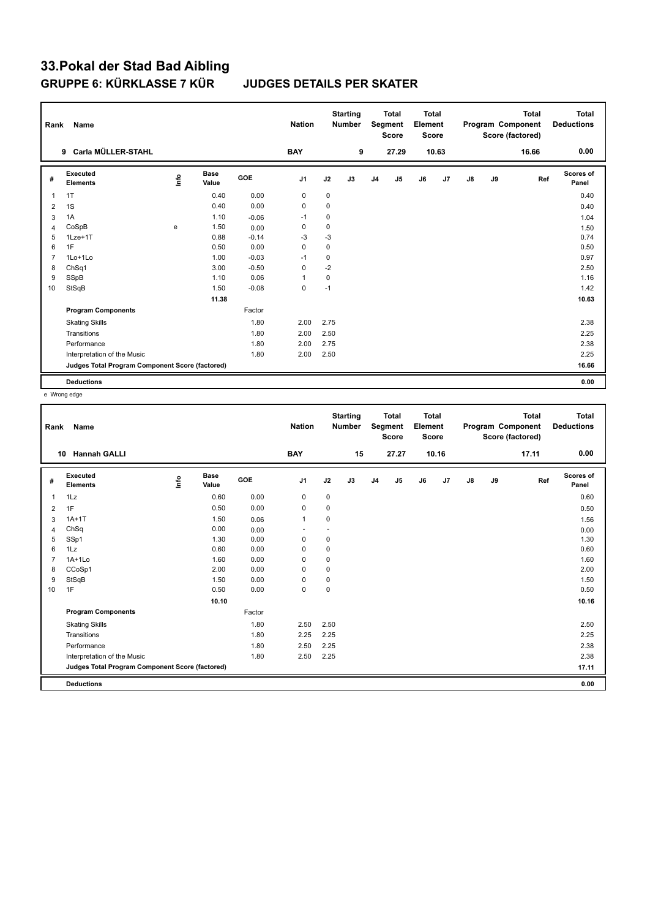# 33.Pokal der Stad Bad Aibling

## GRUPPE 6: KÜRKLASSE 7 KÜR JUDGES DETAILS PER SKATER

| Rank | Name | Nation | Starting Number | Total Segment Score | Total Element Score | Total Program Component Score (factored) | Total Deductions |
|---|---|---|---|---|---|---|---|
| 9 | Carla MÜLLER-STAHL | BAY | 9 | 27.29 | 10.63 | 16.66 | 0.00 |

| # | Executed Elements | Info | Base Value | GOE | J1 | J2 | J3 | J4 | J5 | J6 | J7 | J8 | J9 | Ref | Scores of Panel |
|---|---|---|---|---|---|---|---|---|---|---|---|---|---|---|---|
| 1 | 1T | | 0.40 | 0.00 | 0 | 0 | | | | | | | | | 0.40 |
| 2 | 1S | | 0.40 | 0.00 | 0 | 0 | | | | | | | | | 0.40 |
| 3 | 1A | | 1.10 | -0.06 | -1 | 0 | | | | | | | | | 1.04 |
| 4 | CoSpB | e | 1.50 | 0.00 | 0 | 0 | | | | | | | | | 1.50 |
| 5 | 1Lze+1T | | 0.88 | -0.14 | -3 | -3 | | | | | | | | | 0.74 |
| 6 | 1F | | 0.50 | 0.00 | 0 | 0 | | | | | | | | | 0.50 |
| 7 | 1Lo+1Lo | | 1.00 | -0.03 | -1 | 0 | | | | | | | | | 0.97 |
| 8 | ChSq1 | | 3.00 | -0.50 | 0 | -2 | | | | | | | | | 2.50 |
| 9 | SSpB | | 1.10 | 0.06 | 1 | 0 | | | | | | | | | 1.16 |
| 10 | StSqB | | 1.50 | -0.08 | 0 | -1 | | | | | | | | | 1.42 |
| | | | 11.38 | | | | | | | | | | | | 10.63 |
| | **Program Components** | | | Factor | | | | | | | | | | | |
| | Skating Skills | | | 1.80 | 2.00 | 2.75 | | | | | | | | | 2.38 |
| | Transitions | | | 1.80 | 2.00 | 2.50 | | | | | | | | | 2.25 |
| | Performance | | | 1.80 | 2.00 | 2.75 | | | | | | | | | 2.38 |
| | Interpretation of the Music | | | 1.80 | 2.00 | 2.50 | | | | | | | | | 2.25 |
| | **Judges Total Program Component Score (factored)** | | | | | | | | | | | | | | 16.66 |
| | **Deductions** | | | | | | | | | | | | | | 0.00 |

e Wrong edge

| Rank | Name | Nation | Starting Number | Total Segment Score | Total Element Score | Total Program Component Score (factored) | Total Deductions |
|---|---|---|---|---|---|---|---|
| 10 | Hannah GALLI | BAY | 15 | 27.27 | 10.16 | 17.11 | 0.00 |

| # | Executed Elements | Info | Base Value | GOE | J1 | J2 | J3 | J4 | J5 | J6 | J7 | J8 | J9 | Ref | Scores of Panel |
|---|---|---|---|---|---|---|---|---|---|---|---|---|---|---|---|
| 1 | 1Lz | | 0.60 | 0.00 | 0 | 0 | | | | | | | | | 0.60 |
| 2 | 1F | | 0.50 | 0.00 | 0 | 0 | | | | | | | | | 0.50 |
| 3 | 1A+1T | | 1.50 | 0.06 | 1 | 0 | | | | | | | | | 1.56 |
| 4 | ChSq | | 0.00 | 0.00 | - | - | | | | | | | | | 0.00 |
| 5 | SSp1 | | 1.30 | 0.00 | 0 | 0 | | | | | | | | | 1.30 |
| 6 | 1Lz | | 0.60 | 0.00 | 0 | 0 | | | | | | | | | 0.60 |
| 7 | 1A+1Lo | | 1.60 | 0.00 | 0 | 0 | | | | | | | | | 1.60 |
| 8 | CCoSp1 | | 2.00 | 0.00 | 0 | 0 | | | | | | | | | 2.00 |
| 9 | StSqB | | 1.50 | 0.00 | 0 | 0 | | | | | | | | | 1.50 |
| 10 | 1F | | 0.50 | 0.00 | 0 | 0 | | | | | | | | | 0.50 |
| | | | 10.10 | | | | | | | | | | | | 10.16 |
| | **Program Components** | | | Factor | | | | | | | | | | | |
| | Skating Skills | | | 1.80 | 2.50 | 2.50 | | | | | | | | | 2.50 |
| | Transitions | | | 1.80 | 2.25 | 2.25 | | | | | | | | | 2.25 |
| | Performance | | | 1.80 | 2.50 | 2.25 | | | | | | | | | 2.38 |
| | Interpretation of the Music | | | 1.80 | 2.50 | 2.25 | | | | | | | | | 2.38 |
| | **Judges Total Program Component Score (factored)** | | | | | | | | | | | | | | 17.11 |
| | **Deductions** | | | | | | | | | | | | | | 0.00 |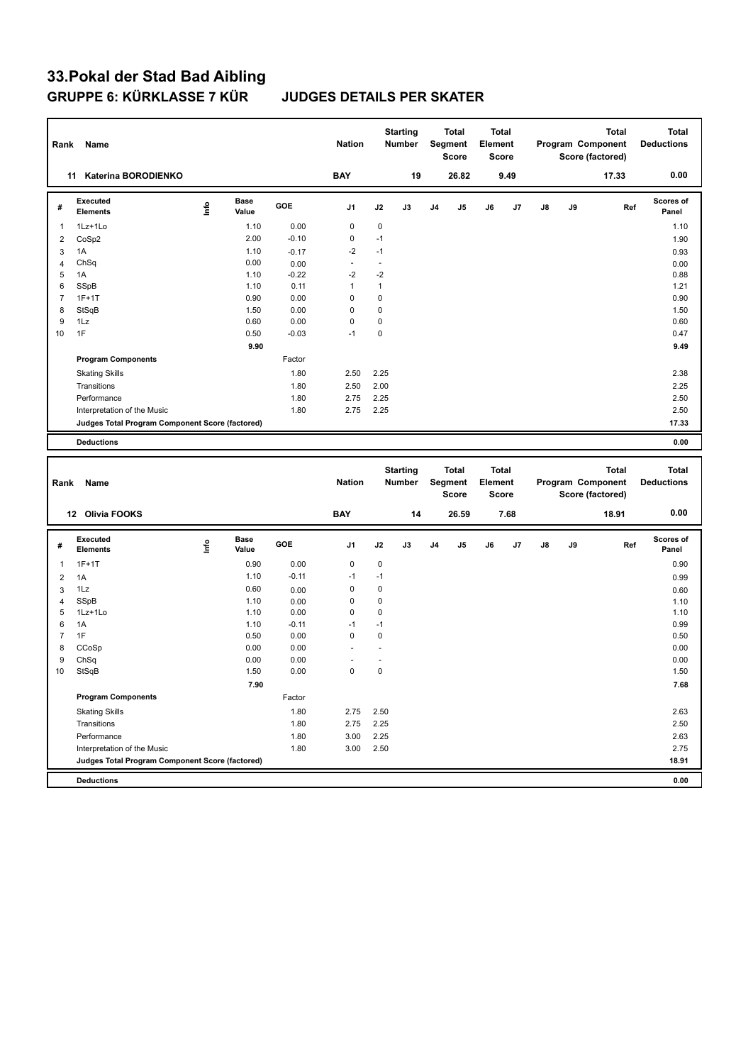# 33.Pokal der Stad Bad Aibling

## GRUPPE 6: KÜRKLASSE 7 KÜR JUDGES DETAILS PER SKATER

| Rank | Name | Nation | Starting Number | Total Segment Score | Total Element Score | Total Program Component Score (factored) | Total Deductions |
|---|---|---|---|---|---|---|---|
| 11 | Katerina BORODIENKO | BAY | 19 | 26.82 | 9.49 | 17.33 | 0.00 |

| # | Executed Elements | Info | Base Value | GOE | J1 | J2 | J3 | J4 | J5 | J6 | J7 | J8 | J9 | Ref | Scores of Panel |
|---|---|---|---|---|---|---|---|---|---|---|---|---|---|---|---|
| 1 | 1Lz+1Lo | | 1.10 | 0.00 | 0 | 0 | | | | | | | | | 1.10 |
| 2 | CoSp2 | | 2.00 | -0.10 | 0 | -1 | | | | | | | | | 1.90 |
| 3 | 1A | | 1.10 | -0.17 | -2 | -1 | | | | | | | | | 0.93 |
| 4 | ChSq | | 0.00 | 0.00 | - | - | | | | | | | | | 0.00 |
| 5 | 1A | | 1.10 | -0.22 | -2 | -2 | | | | | | | | | 0.88 |
| 6 | SSpB | | 1.10 | 0.11 | 1 | 1 | | | | | | | | | 1.21 |
| 7 | 1F+1T | | 0.90 | 0.00 | 0 | 0 | | | | | | | | | 0.90 |
| 8 | StSqB | | 1.50 | 0.00 | 0 | 0 | | | | | | | | | 1.50 |
| 9 | 1Lz | | 0.60 | 0.00 | 0 | 0 | | | | | | | | | 0.60 |
| 10 | 1F | | 0.50 | -0.03 | -1 | 0 | | | | | | | | | 0.47 |
| | | | 9.90 | | | | | | | | | | | | 9.49 |
| | **Program Components** | | | Factor | | | | | | | | | | | |
| | Skating Skills | | | 1.80 | 2.50 | 2.25 | | | | | | | | | 2.38 |
| | Transitions | | | 1.80 | 2.50 | 2.00 | | | | | | | | | 2.25 |
| | Performance | | | 1.80 | 2.75 | 2.25 | | | | | | | | | 2.50 |
| | Interpretation of the Music | | | 1.80 | 2.75 | 2.25 | | | | | | | | | 2.50 |
| | **Judges Total Program Component Score (factored)** | | | | | | | | | | | | | | 17.33 |
| | **Deductions** | | | | | | | | | | | | | | 0.00 |

| Rank | Name | Nation | Starting Number | Total Segment Score | Total Element Score | Total Program Component Score (factored) | Total Deductions |
|---|---|---|---|---|---|---|---|
| 12 | Olivia FOOKS | BAY | 14 | 26.59 | 7.68 | 18.91 | 0.00 |

| # | Executed Elements | Info | Base Value | GOE | J1 | J2 | J3 | J4 | J5 | J6 | J7 | J8 | J9 | Ref | Scores of Panel |
|---|---|---|---|---|---|---|---|---|---|---|---|---|---|---|---|
| 1 | 1F+1T | | 0.90 | 0.00 | 0 | 0 | | | | | | | | | 0.90 |
| 2 | 1A | | 1.10 | -0.11 | -1 | -1 | | | | | | | | | 0.99 |
| 3 | 1Lz | | 0.60 | 0.00 | 0 | 0 | | | | | | | | | 0.60 |
| 4 | SSpB | | 1.10 | 0.00 | 0 | 0 | | | | | | | | | 1.10 |
| 5 | 1Lz+1Lo | | 1.10 | 0.00 | 0 | 0 | | | | | | | | | 1.10 |
| 6 | 1A | | 1.10 | -0.11 | -1 | -1 | | | | | | | | | 0.99 |
| 7 | 1F | | 0.50 | 0.00 | 0 | 0 | | | | | | | | | 0.50 |
| 8 | CCoSp | | 0.00 | 0.00 | - | - | | | | | | | | | 0.00 |
| 9 | ChSq | | 0.00 | 0.00 | - | - | | | | | | | | | 0.00 |
| 10 | StSqB | | 1.50 | 0.00 | 0 | 0 | | | | | | | | | 1.50 |
| | | | 7.90 | | | | | | | | | | | | 7.68 |
| | **Program Components** | | | Factor | | | | | | | | | | | |
| | Skating Skills | | | 1.80 | 2.75 | 2.50 | | | | | | | | | 2.63 |
| | Transitions | | | 1.80 | 2.75 | 2.25 | | | | | | | | | 2.50 |
| | Performance | | | 1.80 | 3.00 | 2.25 | | | | | | | | | 2.63 |
| | Interpretation of the Music | | | 1.80 | 3.00 | 2.50 | | | | | | | | | 2.75 |
| | **Judges Total Program Component Score (factored)** | | | | | | | | | | | | | | 18.91 |
| | **Deductions** | | | | | | | | | | | | | | 0.00 |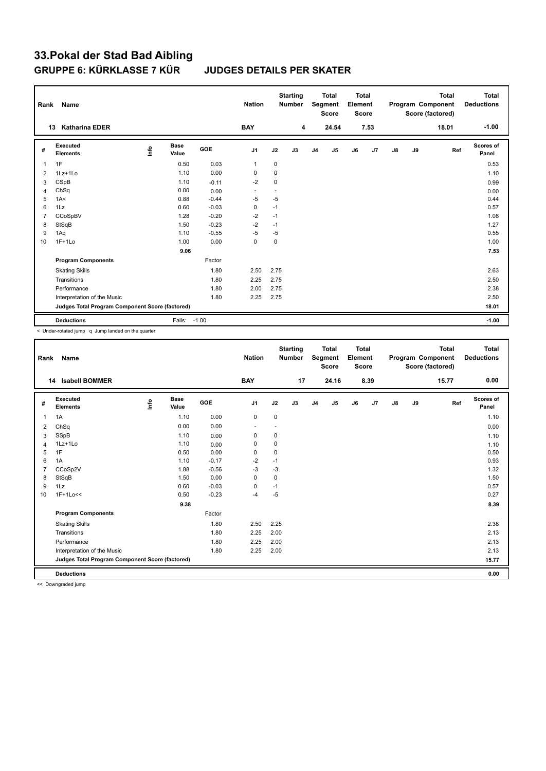# 33.Pokal der Stad Bad Aibling

## GRUPPE 6: KÜRKLASSE 7 KÜR JUDGES DETAILS PER SKATER

| Rank | Name | Nation | Starting Number | Total Segment Score | Total Element Score | Total Program Component Score (factored) | Total Deductions |
|---|---|---|---|---|---|---|---|
| 13 | Katharina EDER | BAY | 4 | 24.54 | 7.53 | 18.01 | -1.00 |

| # | Executed Elements | Info | Base Value | GOE | J1 | J2 | J3 | J4 | J5 | J6 | J7 | J8 | J9 | Ref | Scores of Panel |
|---|---|---|---|---|---|---|---|---|---|---|---|---|---|---|---|
| 1 | 1F | | 0.50 | 0.03 | 1 | 0 | | | | | | | | | 0.53 |
| 2 | 1Lz+1Lo | | 1.10 | 0.00 | 0 | 0 | | | | | | | | | 1.10 |
| 3 | CSpB | | 1.10 | -0.11 | -2 | 0 | | | | | | | | | 0.99 |
| 4 | ChSq | | 0.00 | 0.00 | - | - | | | | | | | | | 0.00 |
| 5 | 1A< | | 0.88 | -0.44 | -5 | -5 | | | | | | | | | 0.44 |
| 6 | 1Lz | | 0.60 | -0.03 | 0 | -1 | | | | | | | | | 0.57 |
| 7 | CCoSpBV | | 1.28 | -0.20 | -2 | -1 | | | | | | | | | 1.08 |
| 8 | StSqB | | 1.50 | -0.23 | -2 | -1 | | | | | | | | | 1.27 |
| 9 | 1Aq | | 1.10 | -0.55 | -5 | -5 | | | | | | | | | 0.55 |
| 10 | 1F+1Lo | | 1.00 | 0.00 | 0 | 0 | | | | | | | | | 1.00 |
| | | | 9.06 | | | | | | | | | | | | 7.53 |
| | **Program Components** | | | Factor | | | | | | | | | | | |
| | Skating Skills | | | 1.80 | 2.50 | 2.75 | | | | | | | | | 2.63 |
| | Transitions | | | 1.80 | 2.25 | 2.75 | | | | | | | | | 2.50 |
| | Performance | | | 1.80 | 2.00 | 2.75 | | | | | | | | | 2.38 |
| | Interpretation of the Music | | | 1.80 | 2.25 | 2.75 | | | | | | | | | 2.50 |
| | **Judges Total Program Component Score (factored)** | | | | | | | | | | | | | | 18.01 |
| | **Deductions** | | Falls: | -1.00 | | | | | | | | | | | -1.00 |

< Under-rotated jump q Jump landed on the quarter

| Rank | Name | Nation | Starting Number | Total Segment Score | Total Element Score | Total Program Component Score (factored) | Total Deductions |
|---|---|---|---|---|---|---|---|
| 14 | Isabell BOMMER | BAY | 17 | 24.16 | 8.39 | 15.77 | 0.00 |

| # | Executed Elements | Info | Base Value | GOE | J1 | J2 | J3 | J4 | J5 | J6 | J7 | J8 | J9 | Ref | Scores of Panel |
|---|---|---|---|---|---|---|---|---|---|---|---|---|---|---|---|
| 1 | 1A | | 1.10 | 0.00 | 0 | 0 | | | | | | | | | 1.10 |
| 2 | ChSq | | 0.00 | 0.00 | - | - | | | | | | | | | 0.00 |
| 3 | SSpB | | 1.10 | 0.00 | 0 | 0 | | | | | | | | | 1.10 |
| 4 | 1Lz+1Lo | | 1.10 | 0.00 | 0 | 0 | | | | | | | | | 1.10 |
| 5 | 1F | | 0.50 | 0.00 | 0 | 0 | | | | | | | | | 0.50 |
| 6 | 1A | | 1.10 | -0.17 | -2 | -1 | | | | | | | | | 0.93 |
| 7 | CCoSp2V | | 1.88 | -0.56 | -3 | -3 | | | | | | | | | 1.32 |
| 8 | StSqB | | 1.50 | 0.00 | 0 | 0 | | | | | | | | | 1.50 |
| 9 | 1Lz | | 0.60 | -0.03 | 0 | -1 | | | | | | | | | 0.57 |
| 10 | 1F+1Lo<< | | 0.50 | -0.23 | -4 | -5 | | | | | | | | | 0.27 |
| | | | 9.38 | | | | | | | | | | | | 8.39 |
| | **Program Components** | | | Factor | | | | | | | | | | | |
| | Skating Skills | | | 1.80 | 2.50 | 2.25 | | | | | | | | | 2.38 |
| | Transitions | | | 1.80 | 2.25 | 2.00 | | | | | | | | | 2.13 |
| | Performance | | | 1.80 | 2.25 | 2.00 | | | | | | | | | 2.13 |
| | Interpretation of the Music | | | 1.80 | 2.25 | 2.00 | | | | | | | | | 2.13 |
| | **Judges Total Program Component Score (factored)** | | | | | | | | | | | | | | 15.77 |
| | **Deductions** | | | | | | | | | | | | | | 0.00 |

<< Downgraded jump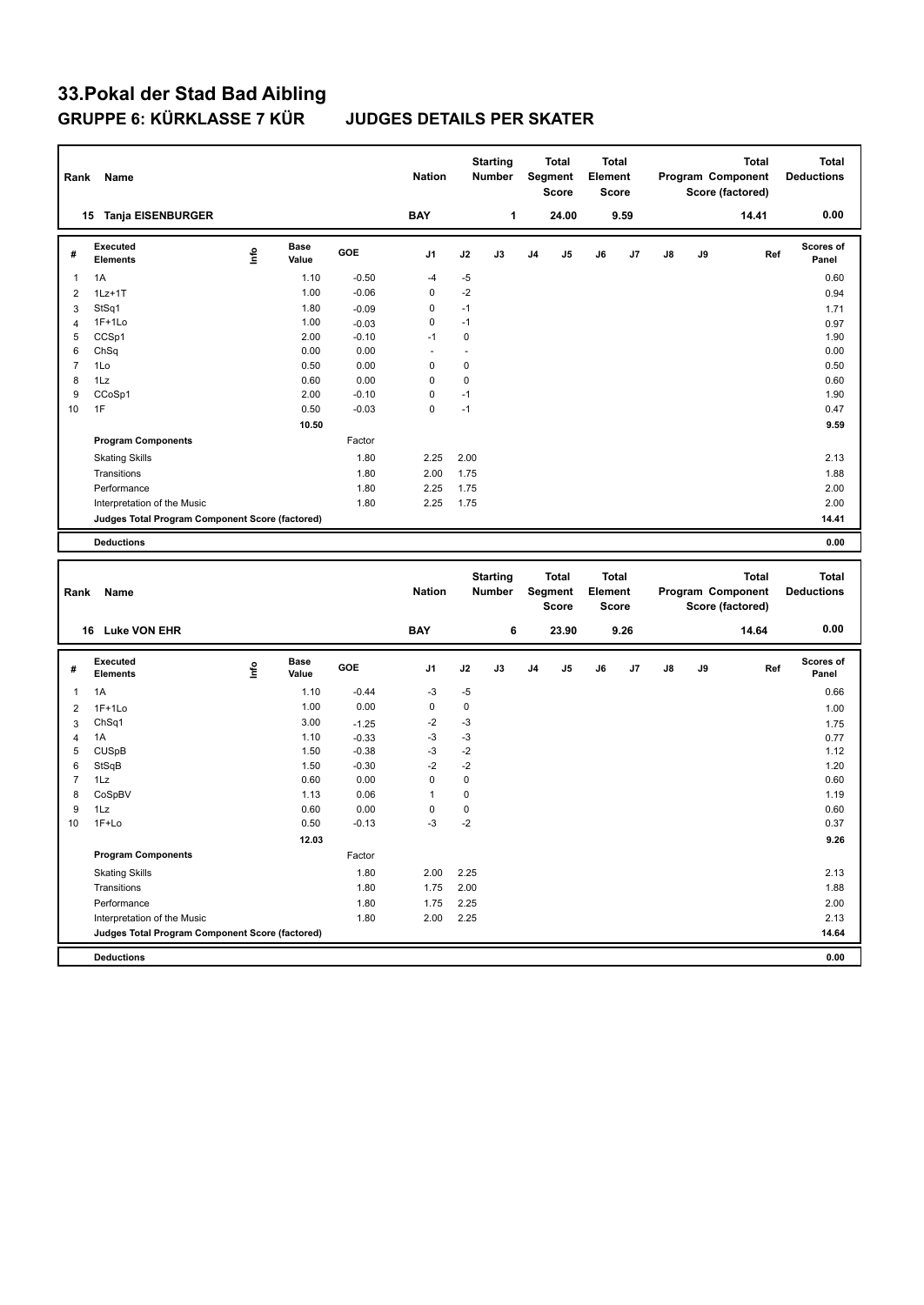# 33.Pokal der Stad Bad Aibling

## GRUPPE 6: KÜRKLASSE 7 KÜR JUDGES DETAILS PER SKATER

| Rank | Name | Nation | Starting Number | Total Segment Score | Total Element Score | Total Program Component Score (factored) | Total Deductions |
|---|---|---|---|---|---|---|---|
| 15 | Tanja EISENBURGER | BAY | 1 | 24.00 | 9.59 | 14.41 | 0.00 |

| # | Executed Elements | Info | Base Value | GOE | J1 | J2 | J3 | J4 | J5 | J6 | J7 | J8 | J9 | Ref | Scores of Panel |
|---|---|---|---|---|---|---|---|---|---|---|---|---|---|---|---|
| 1 | 1A | | 1.10 | -0.50 | -4 | -5 | | | | | | | | | 0.60 |
| 2 | 1Lz+1T | | 1.00 | -0.06 | 0 | -2 | | | | | | | | | 0.94 |
| 3 | StSq1 | | 1.80 | -0.09 | 0 | -1 | | | | | | | | | 1.71 |
| 4 | 1F+1Lo | | 1.00 | -0.03 | 0 | -1 | | | | | | | | | 0.97 |
| 5 | CCSp1 | | 2.00 | -0.10 | -1 | 0 | | | | | | | | | 1.90 |
| 6 | ChSq | | 0.00 | 0.00 | - | - | | | | | | | | | 0.00 |
| 7 | 1Lo | | 0.50 | 0.00 | 0 | 0 | | | | | | | | | 0.50 |
| 8 | 1Lz | | 0.60 | 0.00 | 0 | 0 | | | | | | | | | 0.60 |
| 9 | CCoSp1 | | 2.00 | -0.10 | 0 | -1 | | | | | | | | | 1.90 |
| 10 | 1F | | 0.50 | -0.03 | 0 | -1 | | | | | | | | | 0.47 |
| | | | 10.50 | | | | | | | | | | | | 9.59 |
| | **Program Components** | | | Factor | | | | | | | | | | | |
| | Skating Skills | | | 1.80 | 2.25 | 2.00 | | | | | | | | | 2.13 |
| | Transitions | | | 1.80 | 2.00 | 1.75 | | | | | | | | | 1.88 |
| | Performance | | | 1.80 | 2.25 | 1.75 | | | | | | | | | 2.00 |
| | Interpretation of the Music | | | 1.80 | 2.25 | 1.75 | | | | | | | | | 2.00 |
| | **Judges Total Program Component Score (factored)** | | | | | | | | | | | | | | 14.41 |
| | **Deductions** | | | | | | | | | | | | | | 0.00 |

| Rank | Name | Nation | Starting Number | Total Segment Score | Total Element Score | Total Program Component Score (factored) | Total Deductions |
|---|---|---|---|---|---|---|---|
| 16 | Luke VON EHR | BAY | 6 | 23.90 | 9.26 | 14.64 | 0.00 |

| # | Executed Elements | Info | Base Value | GOE | J1 | J2 | J3 | J4 | J5 | J6 | J7 | J8 | J9 | Ref | Scores of Panel |
|---|---|---|---|---|---|---|---|---|---|---|---|---|---|---|---|
| 1 | 1A | | 1.10 | -0.44 | -3 | -5 | | | | | | | | | 0.66 |
| 2 | 1F+1Lo | | 1.00 | 0.00 | 0 | 0 | | | | | | | | | 1.00 |
| 3 | ChSq1 | | 3.00 | -1.25 | -2 | -3 | | | | | | | | | 1.75 |
| 4 | 1A | | 1.10 | -0.33 | -3 | -3 | | | | | | | | | 0.77 |
| 5 | CUSpB | | 1.50 | -0.38 | -3 | -2 | | | | | | | | | 1.12 |
| 6 | StSqB | | 1.50 | -0.30 | -2 | -2 | | | | | | | | | 1.20 |
| 7 | 1Lz | | 0.60 | 0.00 | 0 | 0 | | | | | | | | | 0.60 |
| 8 | CoSpBV | | 1.13 | 0.06 | 1 | 0 | | | | | | | | | 1.19 |
| 9 | 1Lz | | 0.60 | 0.00 | 0 | 0 | | | | | | | | | 0.60 |
| 10 | 1F+Lo | | 0.50 | -0.13 | -3 | -2 | | | | | | | | | 0.37 |
| | | | 12.03 | | | | | | | | | | | | 9.26 |
| | **Program Components** | | | Factor | | | | | | | | | | | |
| | Skating Skills | | | 1.80 | 2.00 | 2.25 | | | | | | | | | 2.13 |
| | Transitions | | | 1.80 | 1.75 | 2.00 | | | | | | | | | 1.88 |
| | Performance | | | 1.80 | 1.75 | 2.25 | | | | | | | | | 2.00 |
| | Interpretation of the Music | | | 1.80 | 2.00 | 2.25 | | | | | | | | | 2.13 |
| | **Judges Total Program Component Score (factored)** | | | | | | | | | | | | | | 14.64 |
| | **Deductions** | | | | | | | | | | | | | | 0.00 |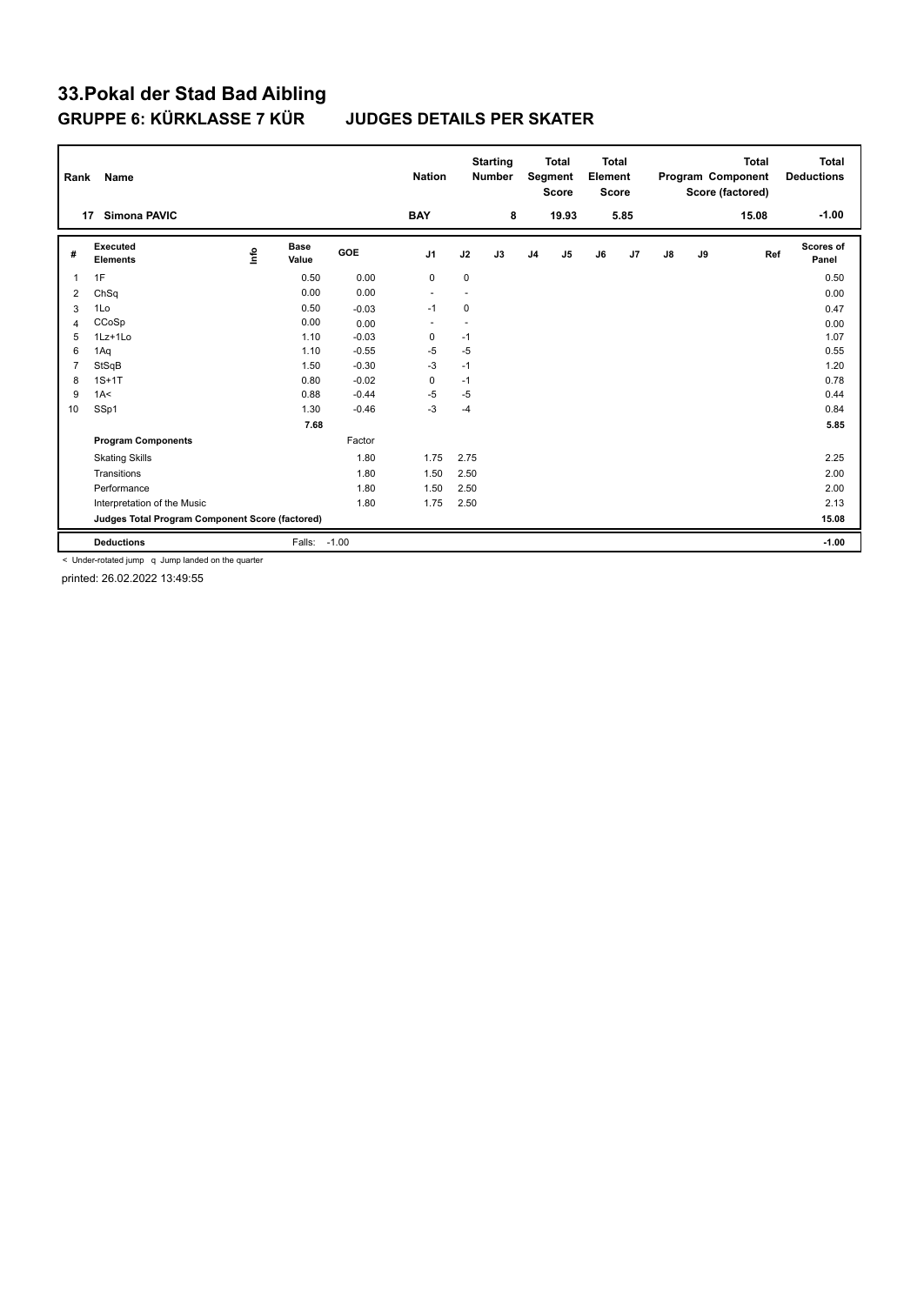# 33.Pokal der Stad Bad Aibling

## GRUPPE 6: KÜRKLASSE 7 KÜR JUDGES DETAILS PER SKATER

| Rank | Name | Nation | Starting Number | Total Segment Score | Total Element Score | Total Program Component Score (factored) | Total Deductions |
|---|---|---|---|---|---|---|---|
| 17 | Simona PAVIC | BAY | 8 | 19.93 | 5.85 | 15.08 | -1.00 |

| # | Executed Elements | Info | Base Value | GOE | J1 | J2 | J3 | J4 | J5 | J6 | J7 | J8 | J9 | Ref | Scores of Panel |
|---|---|---|---|---|---|---|---|---|---|---|---|---|---|---|---|
| 1 | 1F | | 0.50 | 0.00 | 0 | 0 | | | | | | | | | 0.50 |
| 2 | ChSq | | 0.00 | 0.00 | - | - | | | | | | | | | 0.00 |
| 3 | 1Lo | | 0.50 | -0.03 | -1 | 0 | | | | | | | | | 0.47 |
| 4 | CCoSp | | 0.00 | 0.00 | - | - | | | | | | | | | 0.00 |
| 5 | 1Lz+1Lo | | 1.10 | -0.03 | 0 | -1 | | | | | | | | | 1.07 |
| 6 | 1Aq | | 1.10 | -0.55 | -5 | -5 | | | | | | | | | 0.55 |
| 7 | StSqB | | 1.50 | -0.30 | -3 | -1 | | | | | | | | | 1.20 |
| 8 | 1S+1T | | 0.80 | -0.02 | 0 | -1 | | | | | | | | | 0.78 |
| 9 | 1A< | | 0.88 | -0.44 | -5 | -5 | | | | | | | | | 0.44 |
| 10 | SSp1 | | 1.30 | -0.46 | -3 | -4 | | | | | | | | | 0.84 |
| | | | 7.68 | | | | | | | | | | | | 5.85 |
| | Program Components | | | Factor | | | | | | | | | | | |
| | Skating Skills | | | 1.80 | 1.75 | 2.75 | | | | | | | | | 2.25 |
| | Transitions | | | 1.80 | 1.50 | 2.50 | | | | | | | | | 2.00 |
| | Performance | | | 1.80 | 1.50 | 2.50 | | | | | | | | | 2.00 |
| | Interpretation of the Music | | | 1.80 | 1.75 | 2.50 | | | | | | | | | 2.13 |
| | Judges Total Program Component Score (factored) | | | | | | | | | | | | | | 15.08 |
| | Deductions | | Falls: | -1.00 | | | | | | | | | | | -1.00 |

< Under-rotated jump q Jump landed on the quarter

printed: 26.02.2022 13:49:55